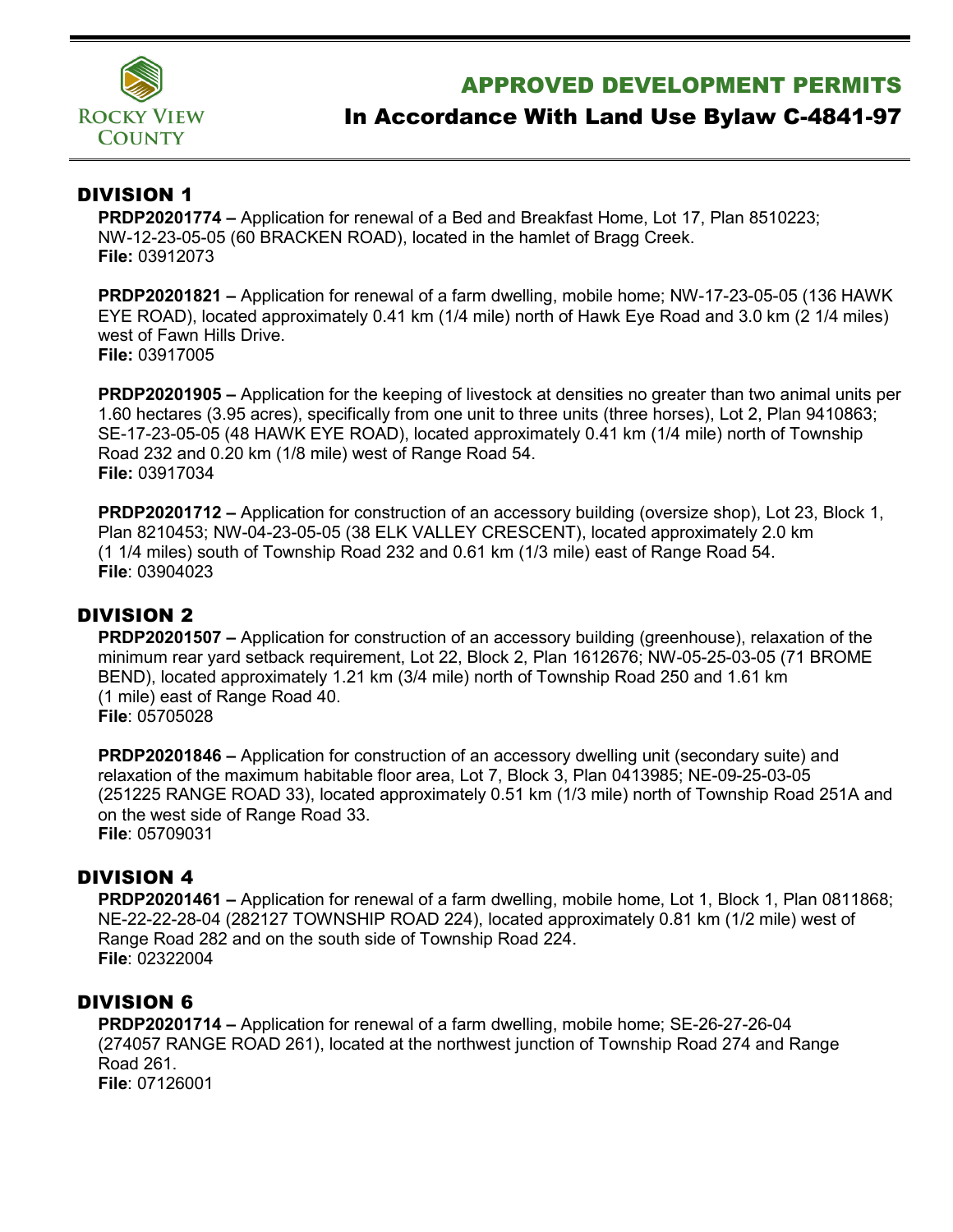# APPROVED DEVELOPMENT PERMITS

## In Accordance With Land Use Bylaw C-4841-97

## DIVISION 1

**PRDP20201774 –** Application for renewal of a Bed and Breakfast Home, Lot 17, Plan 8510223; NW-12-23-05-05 (60 BRACKEN ROAD), located in the hamlet of Bragg Creek.
**File:** 03912073

**PRDP20201821 –** Application for renewal of a farm dwelling, mobile home; NW-17-23-05-05 (136 HAWK EYE ROAD), located approximately 0.41 km (1/4 mile) north of Hawk Eye Road and 3.0 km (2 1/4 miles) west of Fawn Hills Drive.
**File:** 03917005

**PRDP20201905 –** Application for the keeping of livestock at densities no greater than two animal units per 1.60 hectares (3.95 acres), specifically from one unit to three units (three horses), Lot 2, Plan 9410863; SE-17-23-05-05 (48 HAWK EYE ROAD), located approximately 0.41 km (1/4 mile) north of Township Road 232 and 0.20 km (1/8 mile) west of Range Road 54.
**File:** 03917034

**PRDP20201712 –** Application for construction of an accessory building (oversize shop), Lot 23, Block 1, Plan 8210453; NW-04-23-05-05 (38 ELK VALLEY CRESCENT), located approximately 2.0 km (1 1/4 miles) south of Township Road 232 and 0.61 km (1/3 mile) east of Range Road 54.
**File**: 03904023

## DIVISION 2

**PRDP20201507 –** Application for construction of an accessory building (greenhouse), relaxation of the minimum rear yard setback requirement, Lot 22, Block 2, Plan 1612676; NW-05-25-03-05 (71 BROME BEND), located approximately 1.21 km (3/4 mile) north of Township Road 250 and 1.61 km (1 mile) east of Range Road 40.
**File**: 05705028

**PRDP20201846 –** Application for construction of an accessory dwelling unit (secondary suite) and relaxation of the maximum habitable floor area, Lot 7, Block 3, Plan 0413985; NE-09-25-03-05 (251225 RANGE ROAD 33), located approximately 0.51 km (1/3 mile) north of Township Road 251A and on the west side of Range Road 33.
**File**: 05709031

## DIVISION 4

**PRDP20201461 –** Application for renewal of a farm dwelling, mobile home, Lot 1, Block 1, Plan 0811868; NE-22-22-28-04 (282127 TOWNSHIP ROAD 224), located approximately 0.81 km (1/2 mile) west of Range Road 282 and on the south side of Township Road 224.
**File**: 02322004

## DIVISION 6

**PRDP20201714 –** Application for renewal of a farm dwelling, mobile home; SE-26-27-26-04 (274057 RANGE ROAD 261), located at the northwest junction of Township Road 274 and Range Road 261.
**File**: 07126001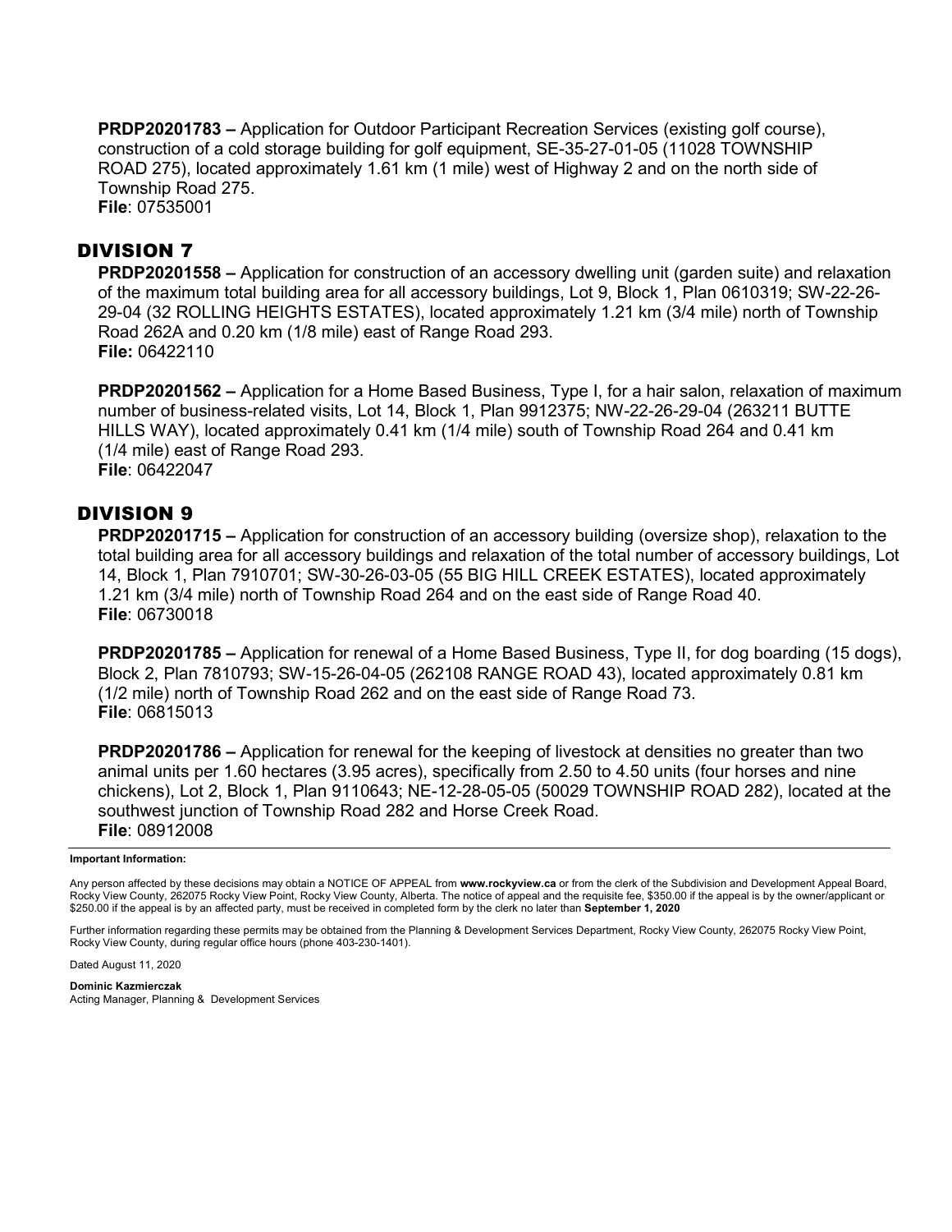**PRDP20201783 –** Application for Outdoor Participant Recreation Services (existing golf course), construction of a cold storage building for golf equipment, SE-35-27-01-05 (11028 TOWNSHIP ROAD 275), located approximately 1.61 km (1 mile) west of Highway 2 and on the north side of Township Road 275.
**File**: 07535001

## DIVISION 7

**PRDP20201558 –** Application for construction of an accessory dwelling unit (garden suite) and relaxation of the maximum total building area for all accessory buildings, Lot 9, Block 1, Plan 0610319; SW-22-26-29-04 (32 ROLLING HEIGHTS ESTATES), located approximately 1.21 km (3/4 mile) north of Township Road 262A and 0.20 km (1/8 mile) east of Range Road 293.
**File:** 06422110

**PRDP20201562 –** Application for a Home Based Business, Type I, for a hair salon, relaxation of maximum number of business-related visits, Lot 14, Block 1, Plan 9912375; NW-22-26-29-04 (263211 BUTTE HILLS WAY), located approximately 0.41 km (1/4 mile) south of Township Road 264 and 0.41 km (1/4 mile) east of Range Road 293.
**File**: 06422047

## DIVISION 9

**PRDP20201715 –** Application for construction of an accessory building (oversize shop), relaxation to the total building area for all accessory buildings and relaxation of the total number of accessory buildings, Lot 14, Block 1, Plan 7910701; SW-30-26-03-05 (55 BIG HILL CREEK ESTATES), located approximately 1.21 km (3/4 mile) north of Township Road 264 and on the east side of Range Road 40.
**File**: 06730018

**PRDP20201785 –** Application for renewal of a Home Based Business, Type II, for dog boarding (15 dogs), Block 2, Plan 7810793; SW-15-26-04-05 (262108 RANGE ROAD 43), located approximately 0.81 km (1/2 mile) north of Township Road 262 and on the east side of Range Road 73.
**File**: 06815013

**PRDP20201786 –** Application for renewal for the keeping of livestock at densities no greater than two animal units per 1.60 hectares (3.95 acres), specifically from 2.50 to 4.50 units (four horses and nine chickens), Lot 2, Block 1, Plan 9110643; NE-12-28-05-05 (50029 TOWNSHIP ROAD 282), located at the southwest junction of Township Road 282 and Horse Creek Road.
**File**: 08912008

---

**Important Information:**

Any person affected by these decisions may obtain a NOTICE OF APPEAL from **www.rockyview.ca** or from the clerk of the Subdivision and Development Appeal Board, Rocky View County, 262075 Rocky View Point, Rocky View County, Alberta. The notice of appeal and the requisite fee, $350.00 if the appeal is by the owner/applicant or $250.00 if the appeal is by an affected party, must be received in completed form by the clerk no later than **September 1, 2020**

Further information regarding these permits may be obtained from the Planning & Development Services Department, Rocky View County, 262075 Rocky View Point, Rocky View County, during regular office hours (phone 403-230-1401).

Dated August 11, 2020

**Dominic Kazmierczak**
Acting Manager, Planning & Development Services